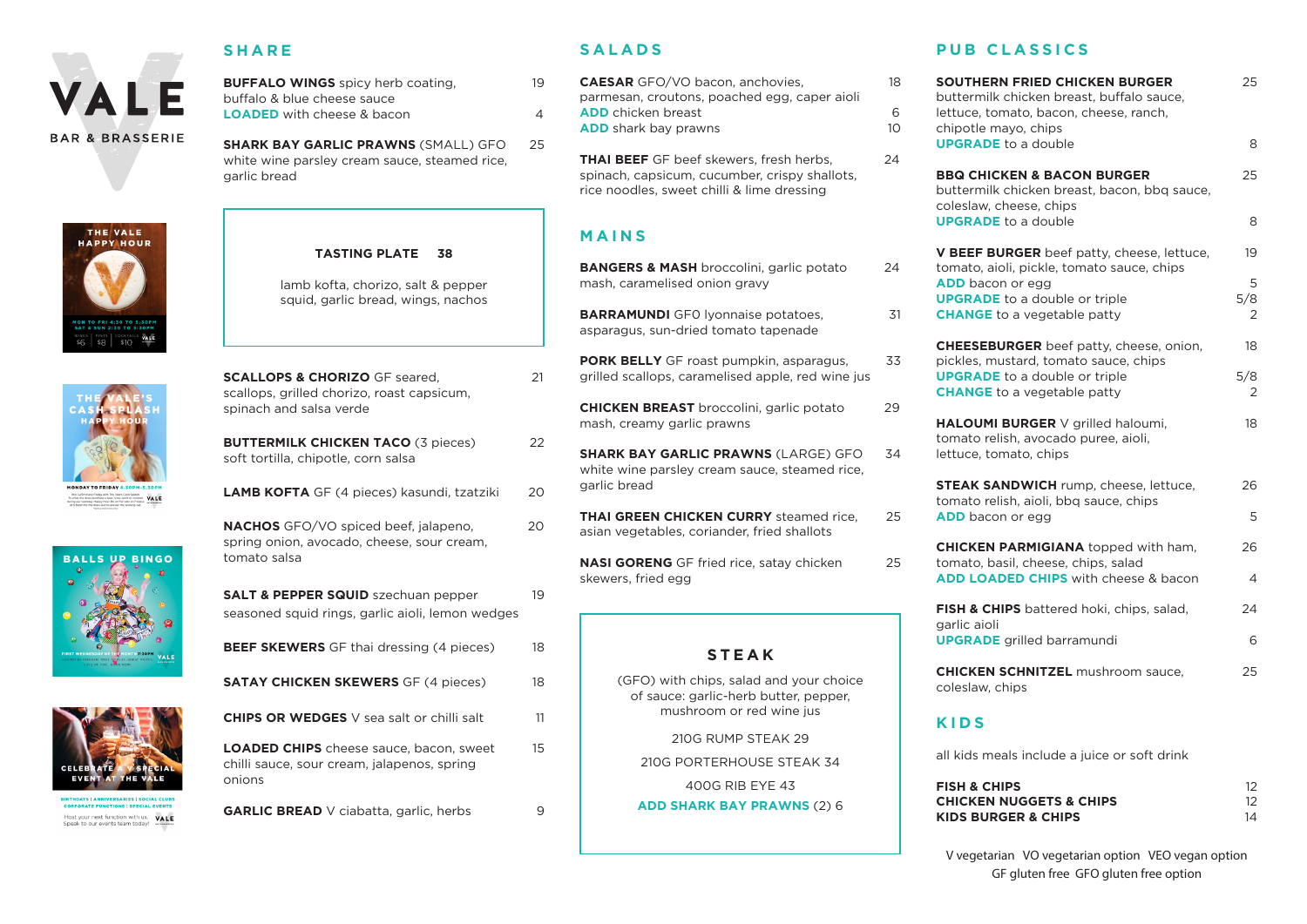# VALE

BAR & BRASSERIE

THE VALE HAPPY HOUR

MON TO FRI 4:30 TO 5:30PM
SAT & SUN 2:30 TO 3:30PM

WINES $6 | PINTS $8 | COCKTAILS $10

THE VALE'S CASH SPLASH HAPPY HOUR

MONDAY TO FRIDAY 4.30PM-5.30PM

BALLS UP BINGO

FIRST WEDNESDAY OF THE MONTH 7:30PM

CELEBRATE A SPECIAL EVENT AT THE VALE

BIRTHDAYS | ANNIVERSARIES | SOCIAL CLUBS
CORPORATE FUNCTIONS | SPECIAL EVENTS

Host your next function with us. Speak to our events team today!

## SHARE

**BUFFALO WINGS** spicy herb coating, buffalo & blue cheese sauce — 19
**LOADED** with cheese & bacon — 4

**SHARK BAY GARLIC PRAWNS** (SMALL) GFO white wine parsley cream sauce, steamed rice, garlic bread — 25

**TASTING PLATE** — 38
lamb kofta, chorizo, salt & pepper squid, garlic bread, wings, nachos

**SCALLOPS & CHORIZO** GF seared, scallops, grilled chorizo, roast capsicum, spinach and salsa verde — 21

**BUTTERMILK CHICKEN TACO** (3 pieces) soft tortilla, chipotle, corn salsa — 22

**LAMB KOFTA** GF (4 pieces) kasundi, tzatziki — 20

**NACHOS** GFO/VO spiced beef, jalapeno, spring onion, avocado, cheese, sour cream, tomato salsa — 20

**SALT & PEPPER SQUID** szechuan pepper seasoned squid rings, garlic aioli, lemon wedges — 19

**BEEF SKEWERS** GF thai dressing (4 pieces) — 18

**SATAY CHICKEN SKEWERS** GF (4 pieces) — 18

**CHIPS OR WEDGES** V sea salt or chilli salt — 11

**LOADED CHIPS** cheese sauce, bacon, sweet chilli sauce, sour cream, jalapenos, spring onions — 15

**GARLIC BREAD** V ciabatta, garlic, herbs — 9

## SALADS

**CAESAR** GFO/VO bacon, anchovies, parmesan, croutons, poached egg, caper aioli — 18
**ADD** chicken breast — 6
**ADD** shark bay prawns — 10

**THAI BEEF** GF beef skewers, fresh herbs, spinach, capsicum, cucumber, crispy shallots, rice noodles, sweet chilli & lime dressing — 24

## MAINS

**BANGERS & MASH** broccolini, garlic potato mash, caramelised onion gravy — 24

**BARRAMUNDI** GFO lyonnaise potatoes, asparagus, sun-dried tomato tapenade — 31

**PORK BELLY** GF roast pumpkin, asparagus, grilled scallops, caramelised apple, red wine jus — 33

**CHICKEN BREAST** broccolini, garlic potato mash, creamy garlic prawns — 29

**SHARK BAY GARLIC PRAWNS** (LARGE) GFO white wine parsley cream sauce, steamed rice, garlic bread — 34

**THAI GREEN CHICKEN CURRY** steamed rice, asian vegetables, coriander, fried shallots — 25

**NASI GORENG** GF fried rice, satay chicken skewers, fried egg — 25

### STEAK

(GFO) with chips, salad and your choice of sauce: garlic-herb butter, pepper, mushroom or red wine jus

210G RUMP STEAK 29

210G PORTERHOUSE STEAK 34

400G RIB EYE 43

**ADD SHARK BAY PRAWNS** (2) 6

## PUB CLASSICS

**SOUTHERN FRIED CHICKEN BURGER** buttermilk chicken breast, buffalo sauce, lettuce, tomato, bacon, cheese, ranch, chipotle mayo, chips — 25
**UPGRADE** to a double — 8

**BBQ CHICKEN & BACON BURGER** buttermilk chicken breast, bacon, bbq sauce, coleslaw, cheese, chips — 25
**UPGRADE** to a double — 8

**V BEEF BURGER** beef patty, cheese, lettuce, tomato, aioli, pickle, tomato sauce, chips — 19
**ADD** bacon or egg — 5
**UPGRADE** to a double or triple — 5/8
**CHANGE** to a vegetable patty — 2

**CHEESEBURGER** beef patty, cheese, onion, pickles, mustard, tomato sauce, chips — 18
**UPGRADE** to a double or triple — 5/8
**CHANGE** to a vegetable patty — 2

**HALOUMI BURGER** V grilled haloumi, tomato relish, avocado puree, aioli, lettuce, tomato, chips — 18

**STEAK SANDWICH** rump, cheese, lettuce, tomato relish, aioli, bbq sauce, chips — 26
**ADD** bacon or egg — 5

**CHICKEN PARMIGIANA** topped with ham, tomato, basil, cheese, chips, salad — 26
**ADD LOADED CHIPS** with cheese & bacon — 4

**FISH & CHIPS** battered hoki, chips, salad, garlic aioli — 24
**UPGRADE** grilled barramundi — 6

**CHICKEN SCHNITZEL** mushroom sauce, coleslaw, chips — 25

## KIDS

all kids meals include a juice or soft drink

**FISH & CHIPS** — 12
**CHICKEN NUGGETS & CHIPS** — 12
**KIDS BURGER & CHIPS** — 14

V vegetarian VO vegetarian option VEO vegan option
GF gluten free GFO gluten free option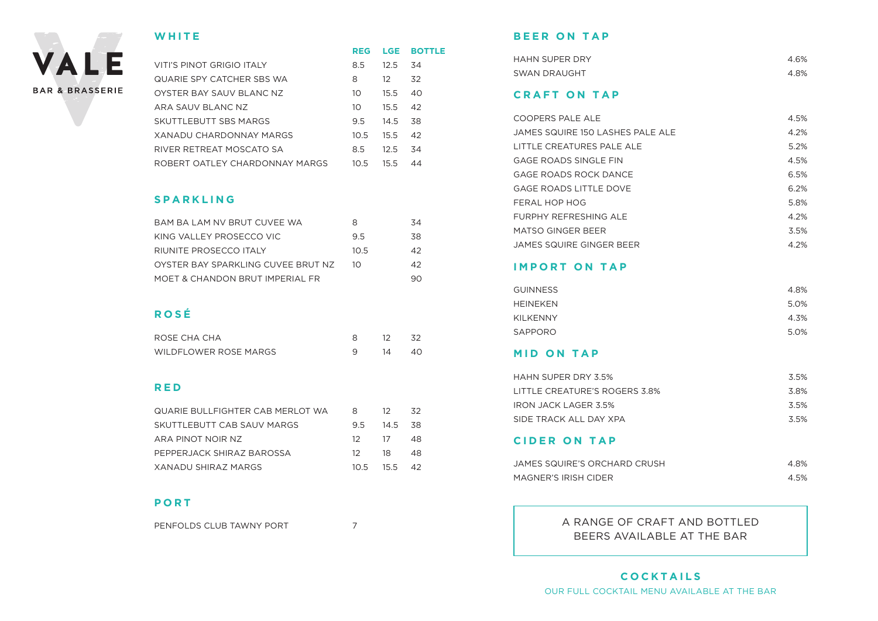VALE

BAR & BRASSERIE

## WHITE

| | REG | LGE | BOTTLE |
|---|---|---|---|
| VITI'S PINOT GRIGIO ITALY | 8.5 | 12.5 | 34 |
| QUARIE SPY CATCHER SBS WA | 8 | 12 | 32 |
| OYSTER BAY SAUV BLANC NZ | 10 | 15.5 | 40 |
| ARA SAUV BLANC NZ | 10 | 15.5 | 42 |
| SKUTTLEBUTT SBS MARGS | 9.5 | 14.5 | 38 |
| XANADU CHARDONNAY MARGS | 10.5 | 15.5 | 42 |
| RIVER RETREAT MOSCATO SA | 8.5 | 12.5 | 34 |
| ROBERT OATLEY CHARDONNAY MARGS | 10.5 | 15.5 | 44 |

## SPARKLING

| | REG | LGE | BOTTLE |
|---|---|---|---|
| BAM BA LAM NV BRUT CUVEE WA | 8 | | 34 |
| KING VALLEY PROSECCO VIC | 9.5 | | 38 |
| RIUNITE PROSECCO ITALY | 10.5 | | 42 |
| OYSTER BAY SPARKLING CUVEE BRUT NZ | 10 | | 42 |
| MOET & CHANDON BRUT IMPERIAL FR | | | 90 |

## ROSÉ

| | REG | LGE | BOTTLE |
|---|---|---|---|
| ROSE CHA CHA | 8 | 12 | 32 |
| WILDFLOWER ROSE MARGS | 9 | 14 | 40 |

## RED

| | REG | LGE | BOTTLE |
|---|---|---|---|
| QUARIE BULLFIGHTER CAB MERLOT WA | 8 | 12 | 32 |
| SKUTTLEBUTT CAB SAUV MARGS | 9.5 | 14.5 | 38 |
| ARA PINOT NOIR NZ | 12 | 17 | 48 |
| PEPPERJACK SHIRAZ BAROSSA | 12 | 18 | 48 |
| XANADU SHIRAZ MARGS | 10.5 | 15.5 | 42 |

## PORT

| | REG |
|---|---|
| PENFOLDS CLUB TAWNY PORT | 7 |

## BEER ON TAP

| | |
|---|---|
| HAHN SUPER DRY | 4.6% |
| SWAN DRAUGHT | 4.8% |

## CRAFT ON TAP

| | |
|---|---|
| COOPERS PALE ALE | 4.5% |
| JAMES SQUIRE 150 LASHES PALE ALE | 4.2% |
| LITTLE CREATURES PALE ALE | 5.2% |
| GAGE ROADS SINGLE FIN | 4.5% |
| GAGE ROADS ROCK DANCE | 6.5% |
| GAGE ROADS LITTLE DOVE | 6.2% |
| FERAL HOP HOG | 5.8% |
| FURPHY REFRESHING ALE | 4.2% |
| MATSO GINGER BEER | 3.5% |
| JAMES SQUIRE GINGER BEER | 4.2% |

## IMPORT ON TAP

| | |
|---|---|
| GUINNESS | 4.8% |
| HEINEKEN | 5.0% |
| KILKENNY | 4.3% |
| SAPPORO | 5.0% |

## MID ON TAP

| | |
|---|---|
| HAHN SUPER DRY 3.5% | 3.5% |
| LITTLE CREATURE'S ROGERS 3.8% | 3.8% |
| IRON JACK LAGER 3.5% | 3.5% |
| SIDE TRACK ALL DAY XPA | 3.5% |

## CIDER ON TAP

| | |
|---|---|
| JAMES SQUIRE'S ORCHARD CRUSH | 4.8% |
| MAGNER'S IRISH CIDER | 4.5% |

A RANGE OF CRAFT AND BOTTLED BEERS AVAILABLE AT THE BAR

## COCKTAILS

OUR FULL COCKTAIL MENU AVAILABLE AT THE BAR